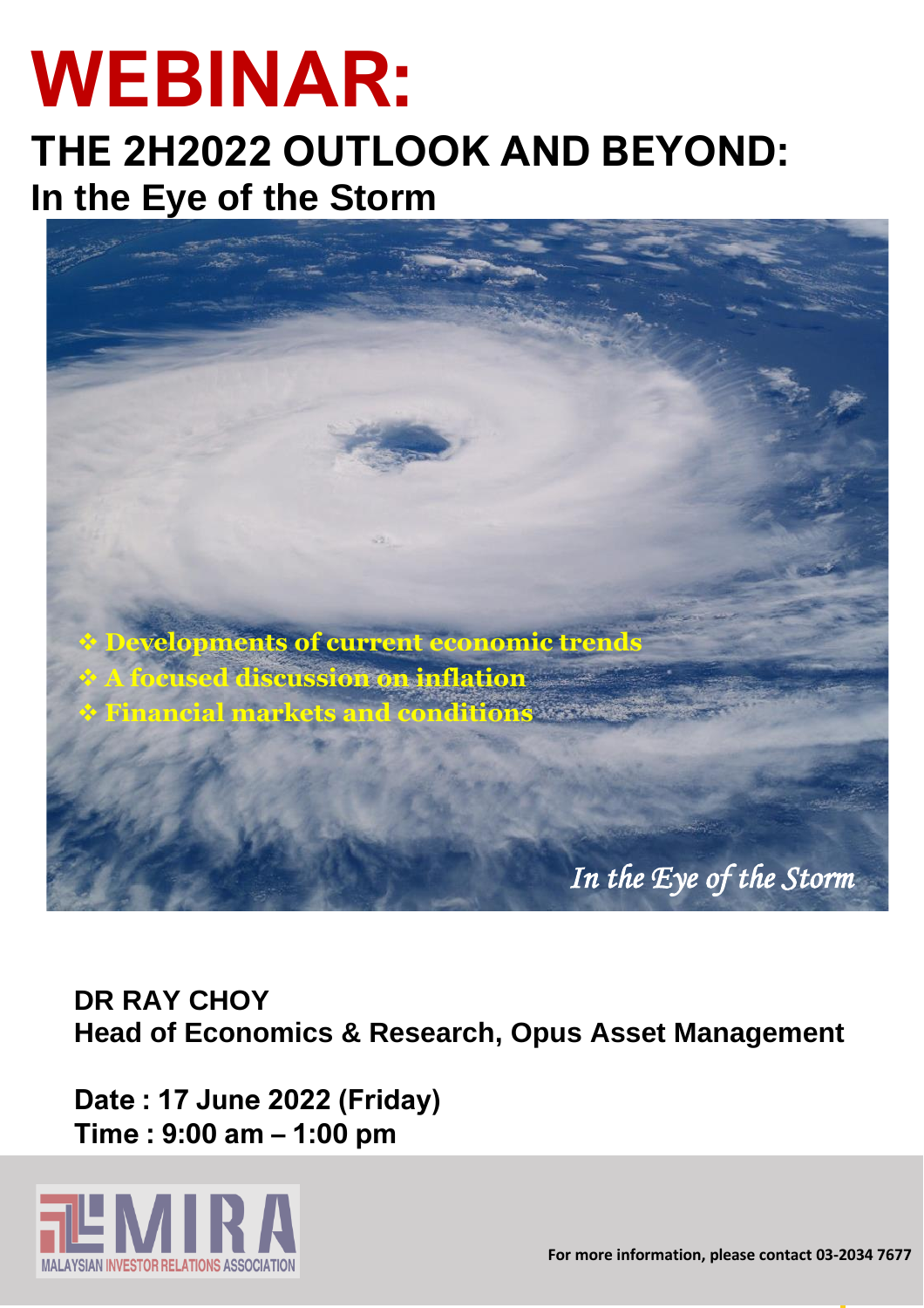# WEBINAR:

## THE 2H2022 OUTLOOK AND BEYOND:

### In the Eye of the Storm

- Developments of current economic trends
- A focused discussion on inflation
- Financial markets and conditions

*In the Eye of the Storm*

**DR RAY CHOY**
**Head of Economics & Research, Opus Asset Management**

**Date : 17 June 2022 (Friday)**
**Time : 9:00 am – 1:00 pm**

MIRA
MALAYSIAN INVESTOR RELATIONS ASSOCIATION

**For more information, please contact 03-2034 7677**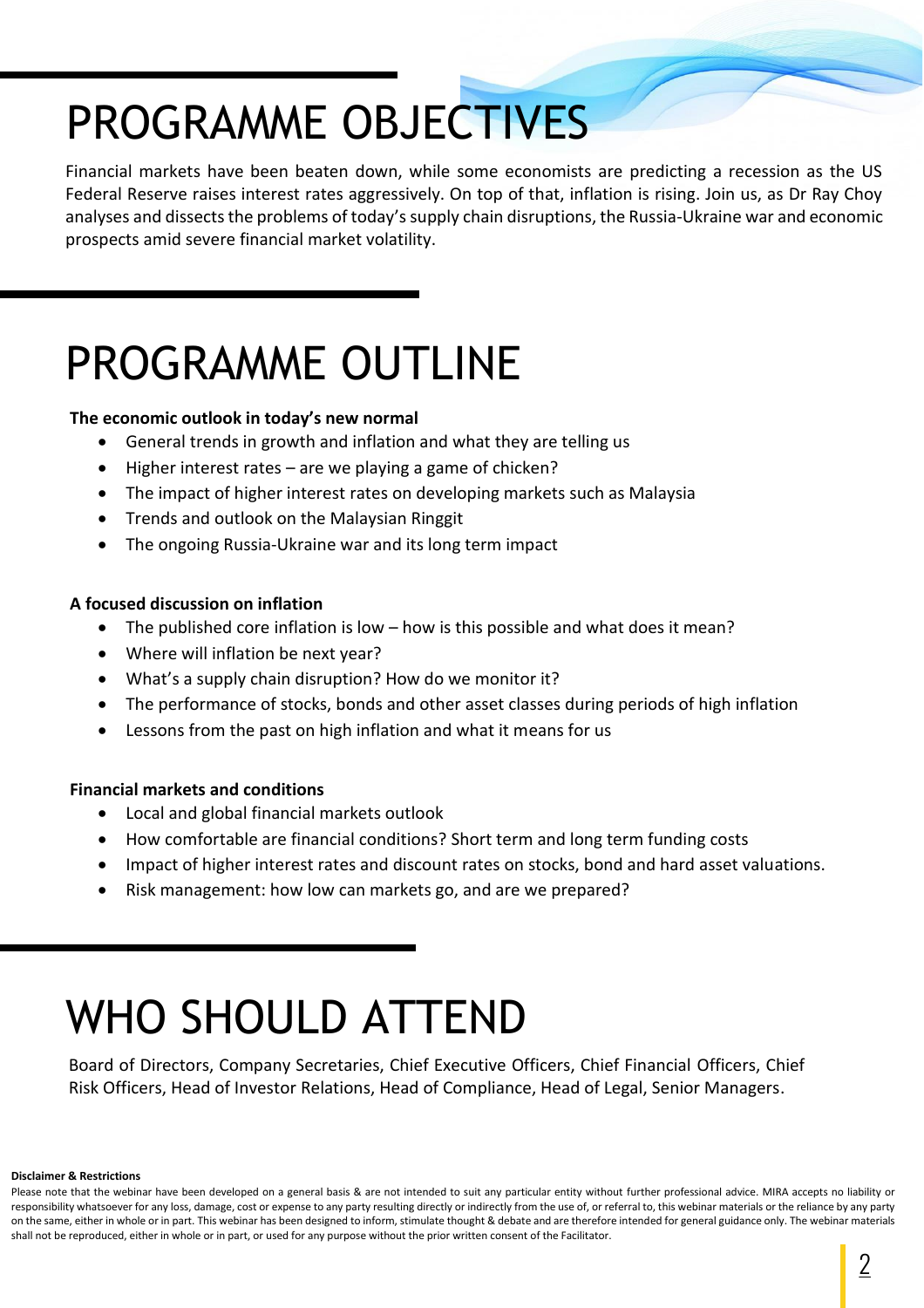# PROGRAMME OBJECTIVES

Financial markets have been beaten down, while some economists are predicting a recession as the US Federal Reserve raises interest rates aggressively. On top of that, inflation is rising. Join us, as Dr Ray Choy analyses and dissects the problems of today's supply chain disruptions, the Russia-Ukraine war and economic prospects amid severe financial market volatility.

# PROGRAMME OUTLINE

**The economic outlook in today's new normal**

- General trends in growth and inflation and what they are telling us
- Higher interest rates – are we playing a game of chicken?
- The impact of higher interest rates on developing markets such as Malaysia
- Trends and outlook on the Malaysian Ringgit
- The ongoing Russia-Ukraine war and its long term impact

**A focused discussion on inflation**

- The published core inflation is low – how is this possible and what does it mean?
- Where will inflation be next year?
- What's a supply chain disruption? How do we monitor it?
- The performance of stocks, bonds and other asset classes during periods of high inflation
- Lessons from the past on high inflation and what it means for us

**Financial markets and conditions**

- Local and global financial markets outlook
- How comfortable are financial conditions? Short term and long term funding costs
- Impact of higher interest rates and discount rates on stocks, bond and hard asset valuations.
- Risk management: how low can markets go, and are we prepared?

# WHO SHOULD ATTEND

Board of Directors, Company Secretaries, Chief Executive Officers, Chief Financial Officers, Chief Risk Officers, Head of Investor Relations, Head of Compliance, Head of Legal, Senior Managers.

**Disclaimer & Restrictions**

Please note that the webinar have been developed on a general basis & are not intended to suit any particular entity without further professional advice. MIRA accepts no liability or responsibility whatsoever for any loss, damage, cost or expense to any party resulting directly or indirectly from the use of, or referral to, this webinar materials or the reliance by any party on the same, either in whole or in part. This webinar has been designed to inform, stimulate thought & debate and are therefore intended for general guidance only. The webinar materials shall not be reproduced, either in whole or in part, or used for any purpose without the prior written consent of the Facilitator.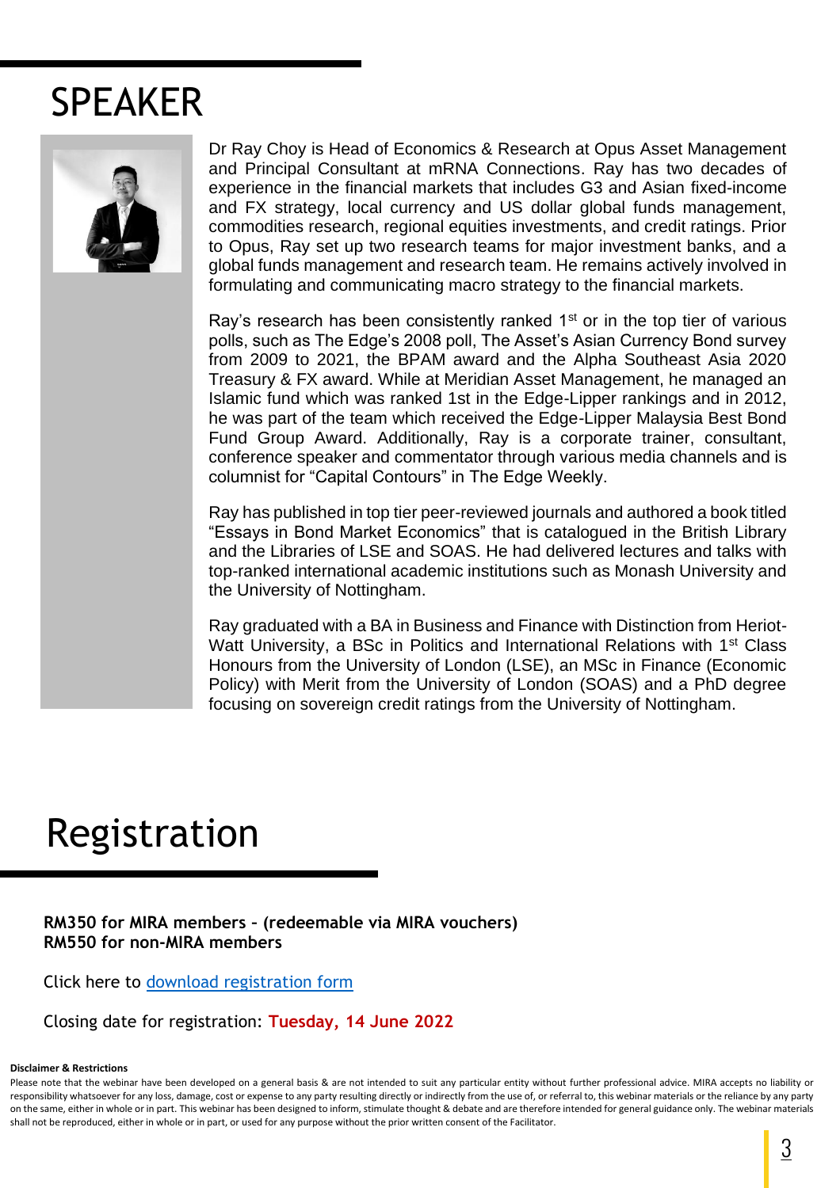# SPEAKER

Dr Ray Choy is Head of Economics & Research at Opus Asset Management and Principal Consultant at mRNA Connections. Ray has two decades of experience in the financial markets that includes G3 and Asian fixed-income and FX strategy, local currency and US dollar global funds management, commodities research, regional equities investments, and credit ratings. Prior to Opus, Ray set up two research teams for major investment banks, and a global funds management and research team. He remains actively involved in formulating and communicating macro strategy to the financial markets.

Ray's research has been consistently ranked 1st or in the top tier of various polls, such as The Edge's 2008 poll, The Asset's Asian Currency Bond survey from 2009 to 2021, the BPAM award and the Alpha Southeast Asia 2020 Treasury & FX award. While at Meridian Asset Management, he managed an Islamic fund which was ranked 1st in the Edge-Lipper rankings and in 2012, he was part of the team which received the Edge-Lipper Malaysia Best Bond Fund Group Award. Additionally, Ray is a corporate trainer, consultant, conference speaker and commentator through various media channels and is columnist for "Capital Contours" in The Edge Weekly.

Ray has published in top tier peer-reviewed journals and authored a book titled "Essays in Bond Market Economics" that is catalogued in the British Library and the Libraries of LSE and SOAS. He had delivered lectures and talks with top-ranked international academic institutions such as Monash University and the University of Nottingham.

Ray graduated with a BA in Business and Finance with Distinction from Heriot-Watt University, a BSc in Politics and International Relations with 1st Class Honours from the University of London (LSE), an MSc in Finance (Economic Policy) with Merit from the University of London (SOAS) and a PhD degree focusing on sovereign credit ratings from the University of Nottingham.

# Registration

**RM350 for MIRA members – (redeemable via MIRA vouchers)**
**RM550 for non-MIRA members**

Click here to [download registration form]

Closing date for registration: **Tuesday, 14 June 2022**

**Disclaimer & Restrictions**

Please note that the webinar have been developed on a general basis & are not intended to suit any particular entity without further professional advice. MIRA accepts no liability or responsibility whatsoever for any loss, damage, cost or expense to any party resulting directly or indirectly from the use of, or referral to, this webinar materials or the reliance by any party on the same, either in whole or in part. This webinar has been designed to inform, stimulate thought & debate and are therefore intended for general guidance only. The webinar materials shall not be reproduced, either in whole or in part, or used for any purpose without the prior written consent of the Facilitator.